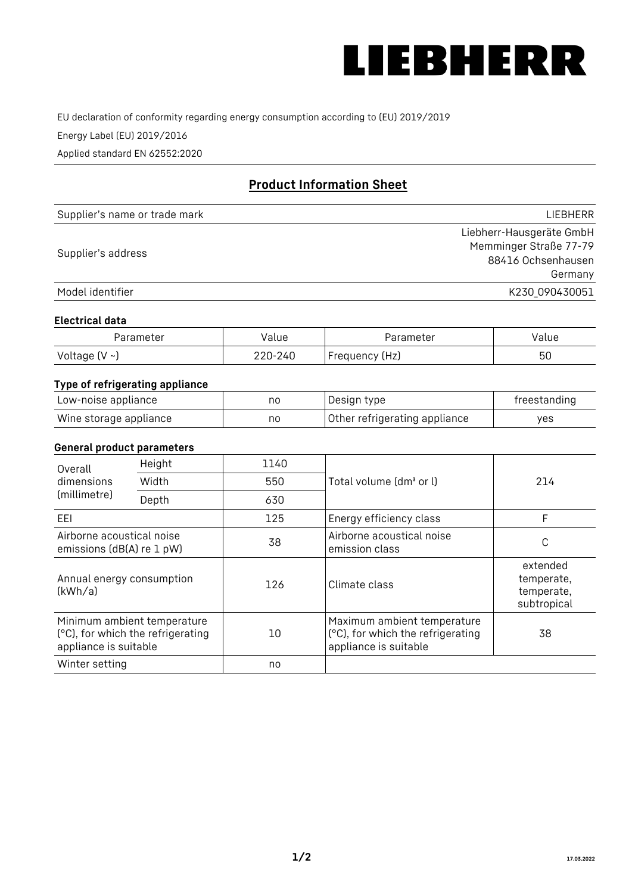LIEBHERR

EU declaration of conformity regarding energy consumption according to (EU) 2019/2019

Energy Label (EU) 2019/2016

Applied standard EN 62552:2020

## Product Information Sheet

| | |
|---|---|
| Supplier's name or trade mark | LIEBHERR |
| Supplier's address | Liebherr-Hausgeräte GmbH<br>Memminger Straße 77-79<br>88416 Ochsenhausen<br>Germany |
| Model identifier | K230_090430051 |

### Electrical data

| Parameter | Value | Parameter | Value |
|---|---|---|---|
| Voltage (V ~) | 220-240 | Frequency (Hz) | 50 |

### Type of refrigerating appliance

| | | | |
|---|---|---|---|
| Low-noise appliance | no | Design type | freestanding |
| Wine storage appliance | no | Other refrigerating appliance | yes |

### General product parameters

| | | | | |
|---|---|---|---|---|
| Overall dimensions (millimetre) | Height | 1140 | Total volume (dm³ or l) | 214 |
| | Width | 550 | | |
| | Depth | 630 | | |
| EEI | | 125 | Energy efficiency class | F |
| Airborne acoustical noise emissions (dB(A) re 1 pW) | | 38 | Airborne acoustical noise emission class | C |
| Annual energy consumption (kWh/a) | | 126 | Climate class | extended temperate, temperate, subtropical |
| Minimum ambient temperature (°C), for which the refrigerating appliance is suitable | | 10 | Maximum ambient temperature (°C), for which the refrigerating appliance is suitable | 38 |
| Winter setting | | no | | |

17.03.2022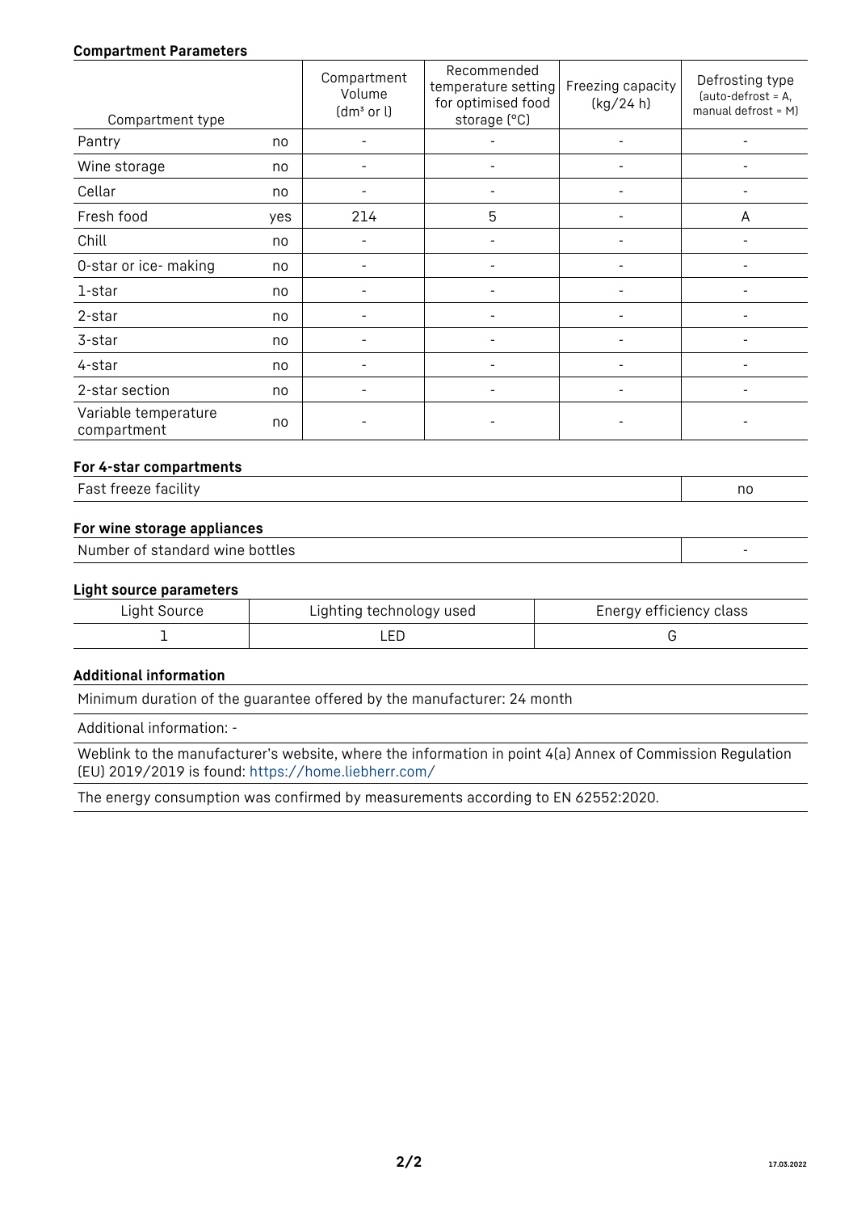**Compartment Parameters**

| Compartment type | | Compartment Volume (dm³ or l) | Recommended temperature setting for optimised food storage (°C) | Freezing capacity (kg/24 h) | Defrosting type (auto-defrost = A, manual defrost = M) |
|---|---|---|---|---|---|
| Pantry | no | - | - | - | - |
| Wine storage | no | - | - | - | - |
| Cellar | no | - | - | - | - |
| Fresh food | yes | 214 | 5 | - | A |
| Chill | no | - | - | - | - |
| 0-star or ice- making | no | - | - | - | - |
| 1-star | no | - | - | - | - |
| 2-star | no | - | - | - | - |
| 3-star | no | - | - | - | - |
| 4-star | no | - | - | - | - |
| 2-star section | no | - | - | - | - |
| Variable temperature compartment | no | - | - | - | - |

**For 4-star compartments**

| | |
|---|---|
| Fast freeze facility | no |

**For wine storage appliances**

| | |
|---|---|
| Number of standard wine bottles | - |

**Light source parameters**

| Light Source | Lighting technology used | Energy efficiency class |
|---|---|---|
| 1 | LED | G |

**Additional information**

Minimum duration of the guarantee offered by the manufacturer: 24 month

Additional information: -

Weblink to the manufacturer's website, where the information in point 4(a) Annex of Commission Regulation (EU) 2019/2019 is found: https://home.liebherr.com/

The energy consumption was confirmed by measurements according to EN 62552:2020.

17.03.2022